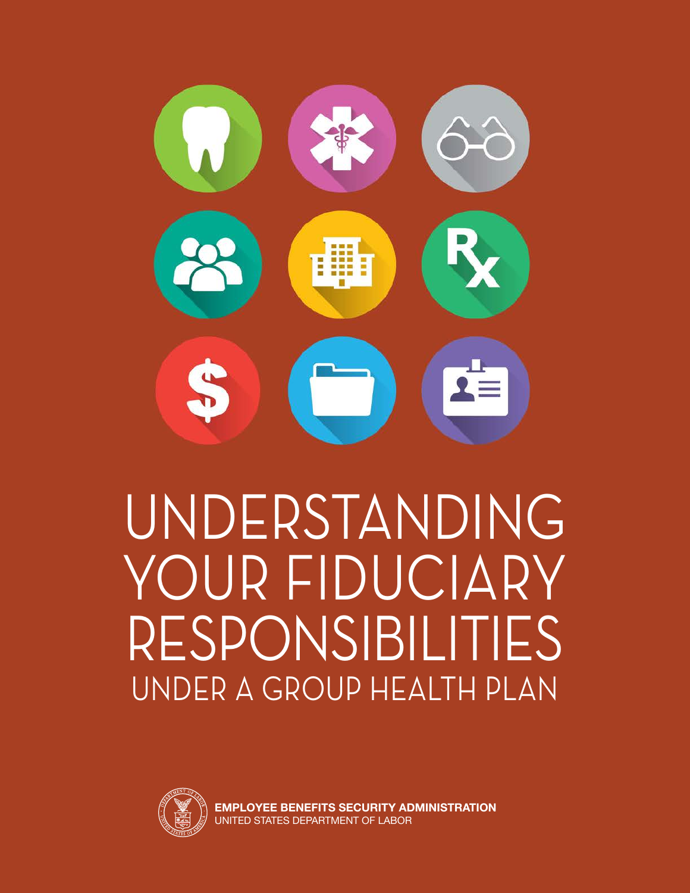# UNDERSTANDING YOUR FIDUCIARY RESPONSIBILITIES

## UNDER A GROUP HEALTH PLAN

**EMPLOYEE BENEFITS SECURITY ADMINISTRATION**
UNITED STATES DEPARTMENT OF LABOR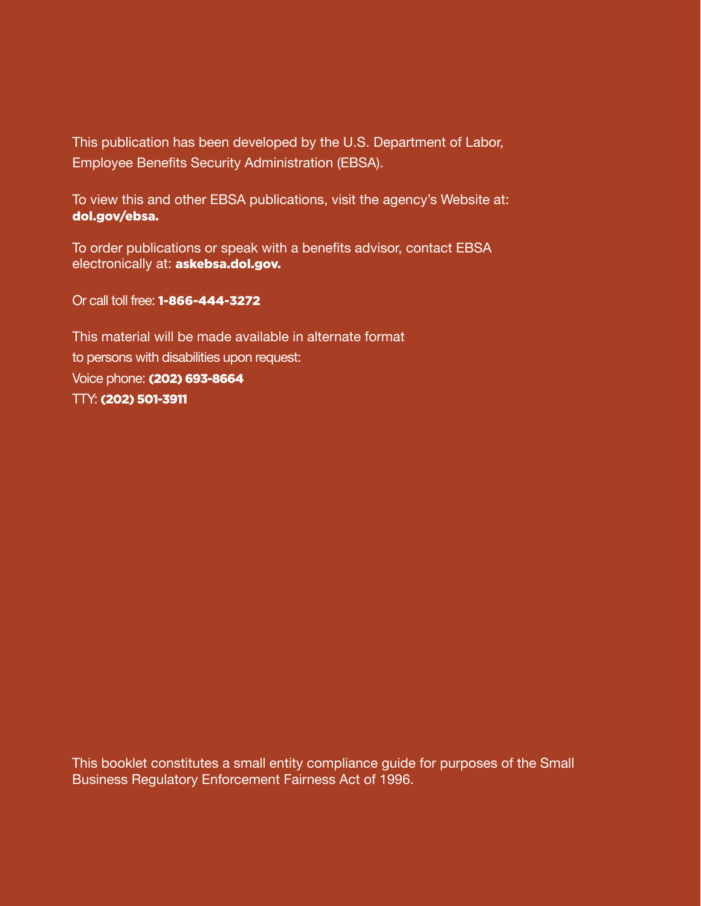This publication has been developed by the U.S. Department of Labor, Employee Benefits Security Administration (EBSA).

To view this and other EBSA publications, visit the agency's Website at: **dol.gov/ebsa.**

To order publications or speak with a benefits advisor, contact EBSA electronically at: **askebsa.dol.gov.**

Or call toll free: **1-866-444-3272**

This material will be made available in alternate format to persons with disabilities upon request:
Voice phone: **(202) 693-8664**
TTY: **(202) 501-3911**

This booklet constitutes a small entity compliance guide for purposes of the Small Business Regulatory Enforcement Fairness Act of 1996.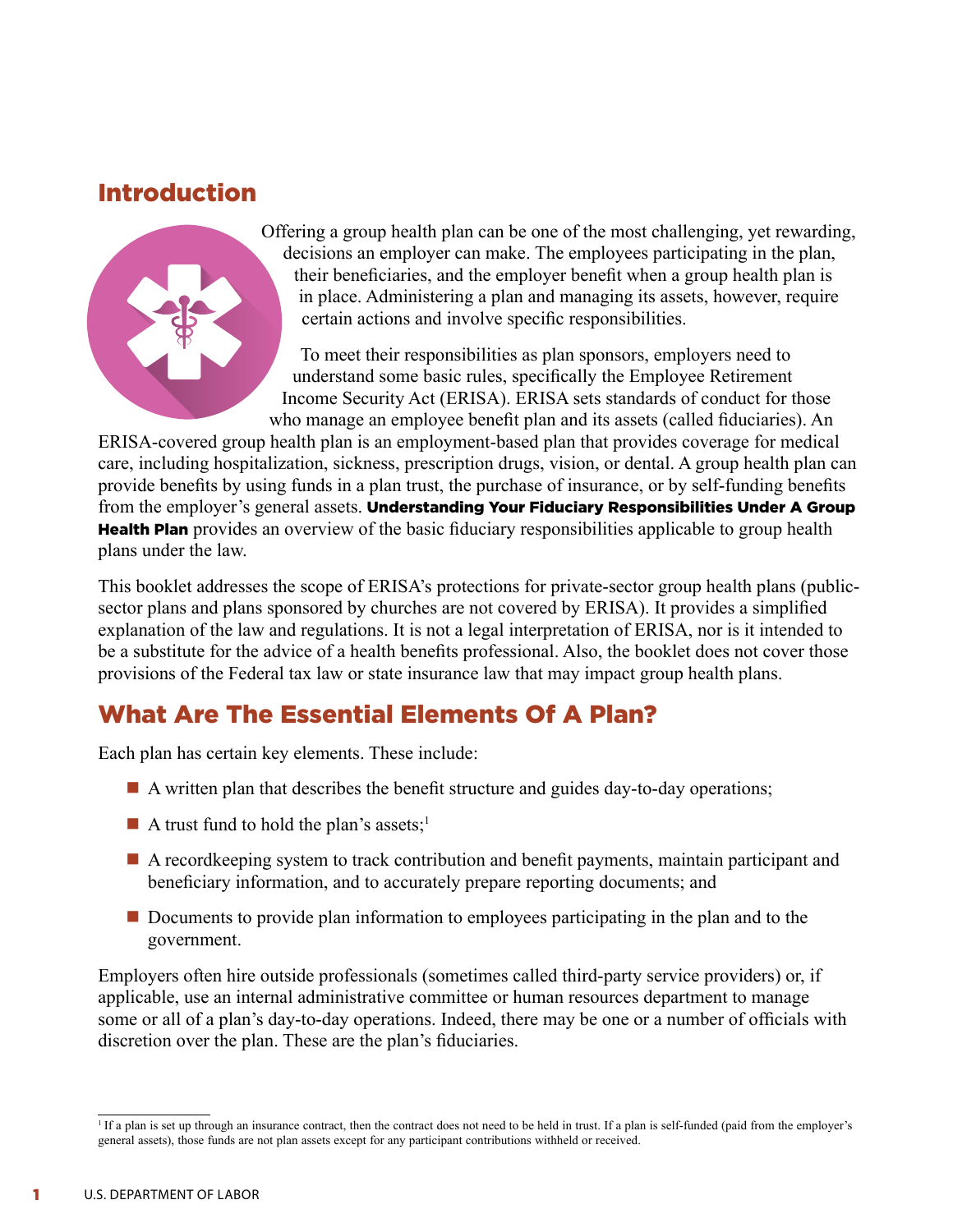## Introduction

Offering a group health plan can be one of the most challenging, yet rewarding, decisions an employer can make. The employees participating in the plan, their beneficiaries, and the employer benefit when a group health plan is in place. Administering a plan and managing its assets, however, require certain actions and involve specific responsibilities.

To meet their responsibilities as plan sponsors, employers need to understand some basic rules, specifically the Employee Retirement Income Security Act (ERISA). ERISA sets standards of conduct for those who manage an employee benefit plan and its assets (called fiduciaries). An ERISA-covered group health plan is an employment-based plan that provides coverage for medical care, including hospitalization, sickness, prescription drugs, vision, or dental. A group health plan can provide benefits by using funds in a plan trust, the purchase of insurance, or by self-funding benefits from the employer's general assets. **Understanding Your Fiduciary Responsibilities Under A Group Health Plan** provides an overview of the basic fiduciary responsibilities applicable to group health plans under the law.

This booklet addresses the scope of ERISA's protections for private-sector group health plans (public-sector plans and plans sponsored by churches are not covered by ERISA). It provides a simplified explanation of the law and regulations. It is not a legal interpretation of ERISA, nor is it intended to be a substitute for the advice of a health benefits professional. Also, the booklet does not cover those provisions of the Federal tax law or state insurance law that may impact group health plans.

## What Are The Essential Elements Of A Plan?

Each plan has certain key elements. These include:

- A written plan that describes the benefit structure and guides day-to-day operations;
- A trust fund to hold the plan's assets;[1]
- A recordkeeping system to track contribution and benefit payments, maintain participant and beneficiary information, and to accurately prepare reporting documents; and
- Documents to provide plan information to employees participating in the plan and to the government.

Employers often hire outside professionals (sometimes called third-party service providers) or, if applicable, use an internal administrative committee or human resources department to manage some or all of a plan's day-to-day operations. Indeed, there may be one or a number of officials with discretion over the plan. These are the plan's fiduciaries.

---

[1] If a plan is set up through an insurance contract, then the contract does not need to be held in trust. If a plan is self-funded (paid from the employer's general assets), those funds are not plan assets except for any participant contributions withheld or received.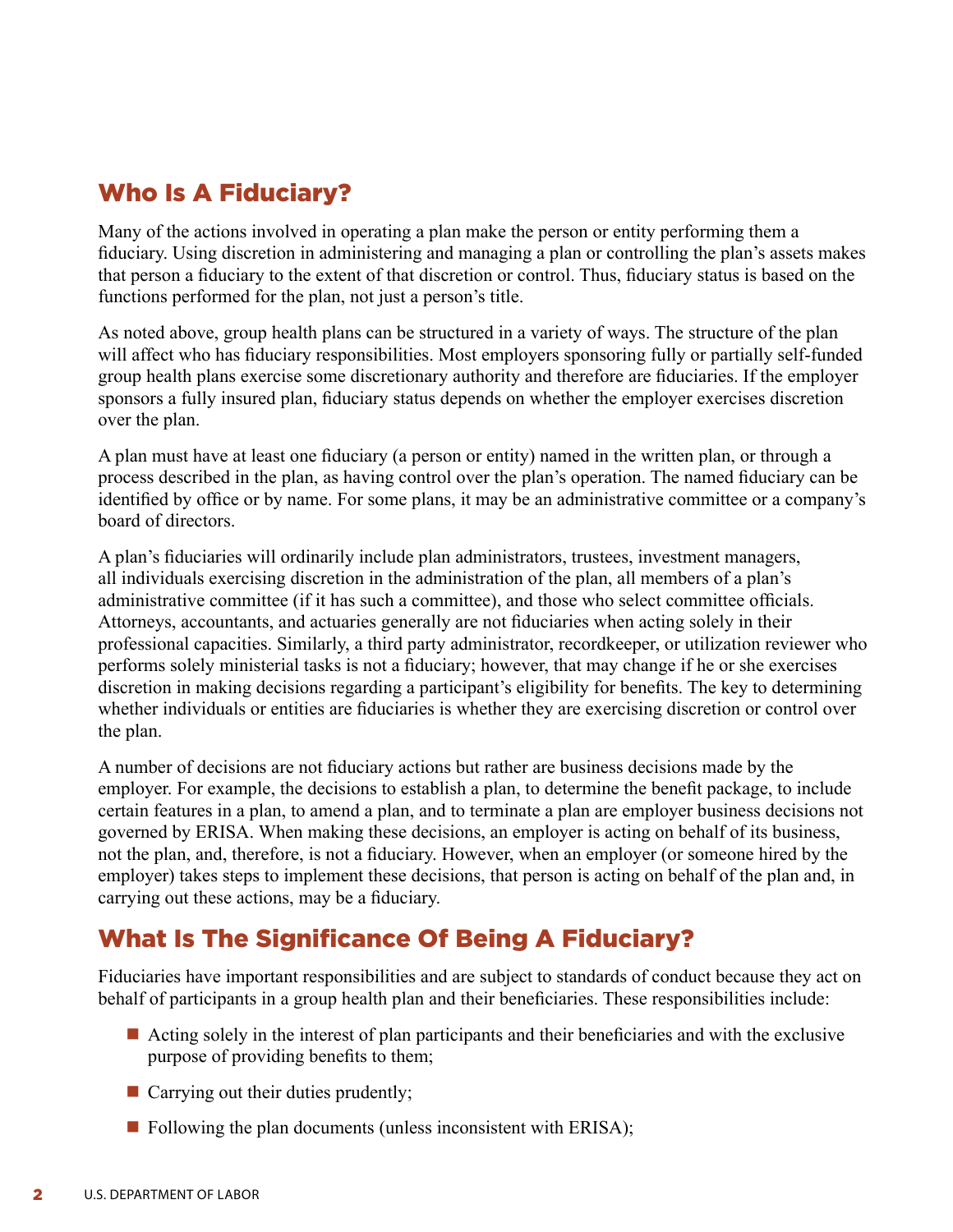## Who Is A Fiduciary?

Many of the actions involved in operating a plan make the person or entity performing them a fiduciary. Using discretion in administering and managing a plan or controlling the plan's assets makes that person a fiduciary to the extent of that discretion or control. Thus, fiduciary status is based on the functions performed for the plan, not just a person's title.

As noted above, group health plans can be structured in a variety of ways. The structure of the plan will affect who has fiduciary responsibilities. Most employers sponsoring fully or partially self-funded group health plans exercise some discretionary authority and therefore are fiduciaries. If the employer sponsors a fully insured plan, fiduciary status depends on whether the employer exercises discretion over the plan.

A plan must have at least one fiduciary (a person or entity) named in the written plan, or through a process described in the plan, as having control over the plan's operation. The named fiduciary can be identified by office or by name. For some plans, it may be an administrative committee or a company's board of directors.

A plan's fiduciaries will ordinarily include plan administrators, trustees, investment managers, all individuals exercising discretion in the administration of the plan, all members of a plan's administrative committee (if it has such a committee), and those who select committee officials. Attorneys, accountants, and actuaries generally are not fiduciaries when acting solely in their professional capacities. Similarly, a third party administrator, recordkeeper, or utilization reviewer who performs solely ministerial tasks is not a fiduciary; however, that may change if he or she exercises discretion in making decisions regarding a participant's eligibility for benefits. The key to determining whether individuals or entities are fiduciaries is whether they are exercising discretion or control over the plan.

A number of decisions are not fiduciary actions but rather are business decisions made by the employer. For example, the decisions to establish a plan, to determine the benefit package, to include certain features in a plan, to amend a plan, and to terminate a plan are employer business decisions not governed by ERISA. When making these decisions, an employer is acting on behalf of its business, not the plan, and, therefore, is not a fiduciary. However, when an employer (or someone hired by the employer) takes steps to implement these decisions, that person is acting on behalf of the plan and, in carrying out these actions, may be a fiduciary.

## What Is The Significance Of Being A Fiduciary?

Fiduciaries have important responsibilities and are subject to standards of conduct because they act on behalf of participants in a group health plan and their beneficiaries. These responsibilities include:

- Acting solely in the interest of plan participants and their beneficiaries and with the exclusive purpose of providing benefits to them;
- Carrying out their duties prudently;
- Following the plan documents (unless inconsistent with ERISA);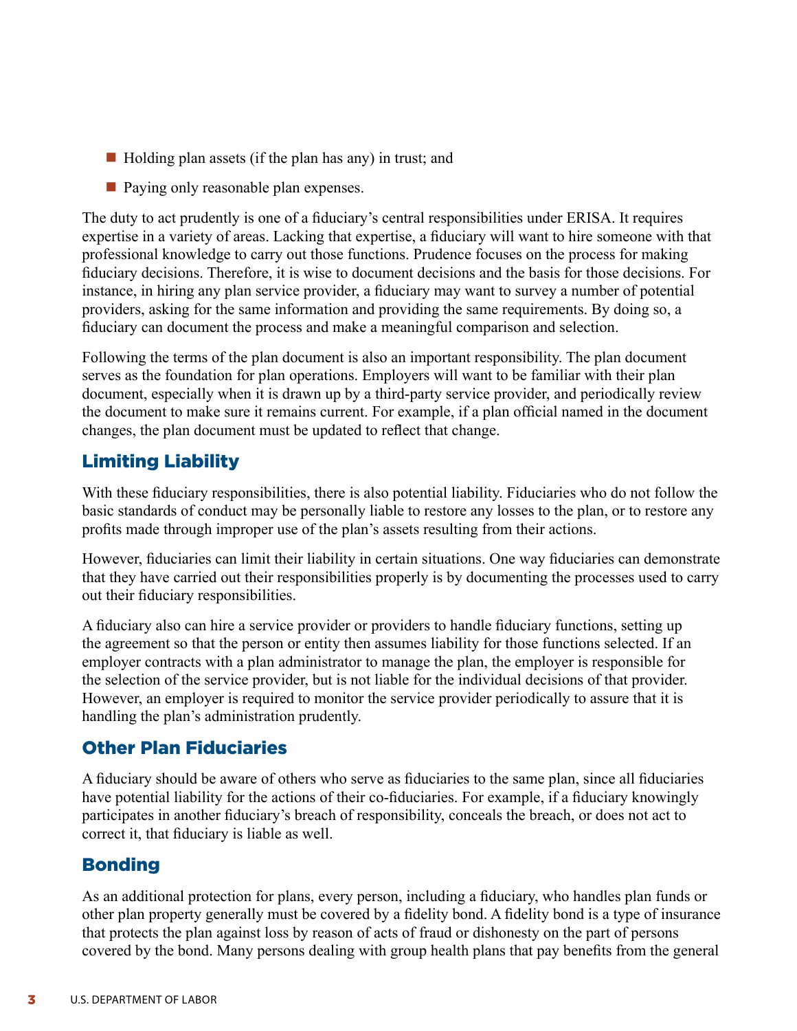- Holding plan assets (if the plan has any) in trust; and
- Paying only reasonable plan expenses.

The duty to act prudently is one of a fiduciary's central responsibilities under ERISA. It requires expertise in a variety of areas. Lacking that expertise, a fiduciary will want to hire someone with that professional knowledge to carry out those functions. Prudence focuses on the process for making fiduciary decisions. Therefore, it is wise to document decisions and the basis for those decisions. For instance, in hiring any plan service provider, a fiduciary may want to survey a number of potential providers, asking for the same information and providing the same requirements. By doing so, a fiduciary can document the process and make a meaningful comparison and selection.

Following the terms of the plan document is also an important responsibility. The plan document serves as the foundation for plan operations. Employers will want to be familiar with their plan document, especially when it is drawn up by a third-party service provider, and periodically review the document to make sure it remains current. For example, if a plan official named in the document changes, the plan document must be updated to reflect that change.

## Limiting Liability

With these fiduciary responsibilities, there is also potential liability. Fiduciaries who do not follow the basic standards of conduct may be personally liable to restore any losses to the plan, or to restore any profits made through improper use of the plan's assets resulting from their actions.

However, fiduciaries can limit their liability in certain situations. One way fiduciaries can demonstrate that they have carried out their responsibilities properly is by documenting the processes used to carry out their fiduciary responsibilities.

A fiduciary also can hire a service provider or providers to handle fiduciary functions, setting up the agreement so that the person or entity then assumes liability for those functions selected. If an employer contracts with a plan administrator to manage the plan, the employer is responsible for the selection of the service provider, but is not liable for the individual decisions of that provider. However, an employer is required to monitor the service provider periodically to assure that it is handling the plan's administration prudently.

## Other Plan Fiduciaries

A fiduciary should be aware of others who serve as fiduciaries to the same plan, since all fiduciaries have potential liability for the actions of their co-fiduciaries. For example, if a fiduciary knowingly participates in another fiduciary's breach of responsibility, conceals the breach, or does not act to correct it, that fiduciary is liable as well.

## Bonding

As an additional protection for plans, every person, including a fiduciary, who handles plan funds or other plan property generally must be covered by a fidelity bond. A fidelity bond is a type of insurance that protects the plan against loss by reason of acts of fraud or dishonesty on the part of persons covered by the bond. Many persons dealing with group health plans that pay benefits from the general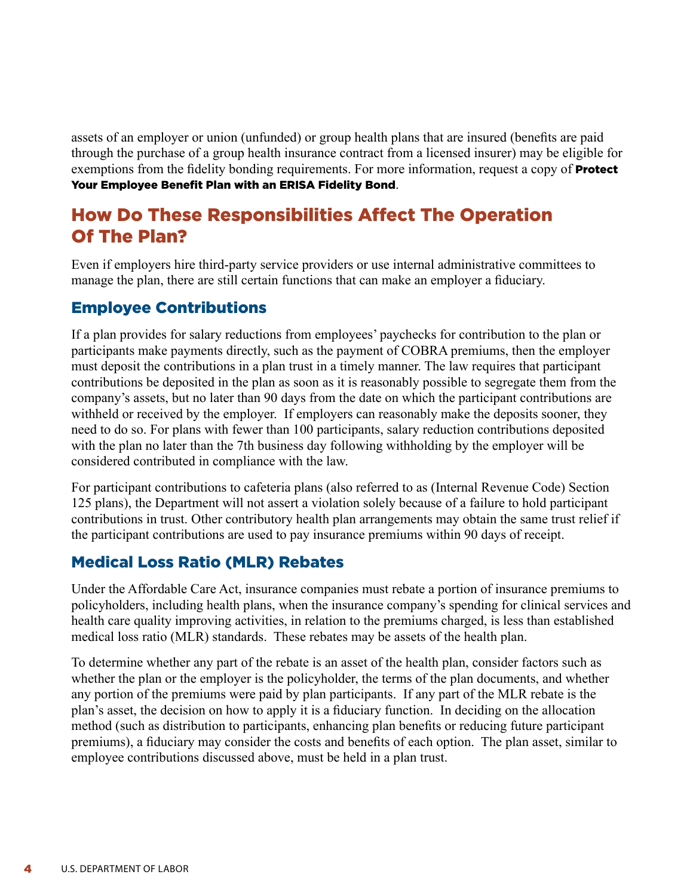assets of an employer or union (unfunded) or group health plans that are insured (benefits are paid through the purchase of a group health insurance contract from a licensed insurer) may be eligible for exemptions from the fidelity bonding requirements. For more information, request a copy of **Protect Your Employee Benefit Plan with an ERISA Fidelity Bond**.

## How Do These Responsibilities Affect The Operation Of The Plan?

Even if employers hire third-party service providers or use internal administrative committees to manage the plan, there are still certain functions that can make an employer a fiduciary.

### Employee Contributions

If a plan provides for salary reductions from employees' paychecks for contribution to the plan or participants make payments directly, such as the payment of COBRA premiums, then the employer must deposit the contributions in a plan trust in a timely manner. The law requires that participant contributions be deposited in the plan as soon as it is reasonably possible to segregate them from the company's assets, but no later than 90 days from the date on which the participant contributions are withheld or received by the employer. If employers can reasonably make the deposits sooner, they need to do so. For plans with fewer than 100 participants, salary reduction contributions deposited with the plan no later than the 7th business day following withholding by the employer will be considered contributed in compliance with the law.

For participant contributions to cafeteria plans (also referred to as (Internal Revenue Code) Section 125 plans), the Department will not assert a violation solely because of a failure to hold participant contributions in trust. Other contributory health plan arrangements may obtain the same trust relief if the participant contributions are used to pay insurance premiums within 90 days of receipt.

### Medical Loss Ratio (MLR) Rebates

Under the Affordable Care Act, insurance companies must rebate a portion of insurance premiums to policyholders, including health plans, when the insurance company's spending for clinical services and health care quality improving activities, in relation to the premiums charged, is less than established medical loss ratio (MLR) standards. These rebates may be assets of the health plan.

To determine whether any part of the rebate is an asset of the health plan, consider factors such as whether the plan or the employer is the policyholder, the terms of the plan documents, and whether any portion of the premiums were paid by plan participants. If any part of the MLR rebate is the plan's asset, the decision on how to apply it is a fiduciary function. In deciding on the allocation method (such as distribution to participants, enhancing plan benefits or reducing future participant premiums), a fiduciary may consider the costs and benefits of each option. The plan asset, similar to employee contributions discussed above, must be held in a plan trust.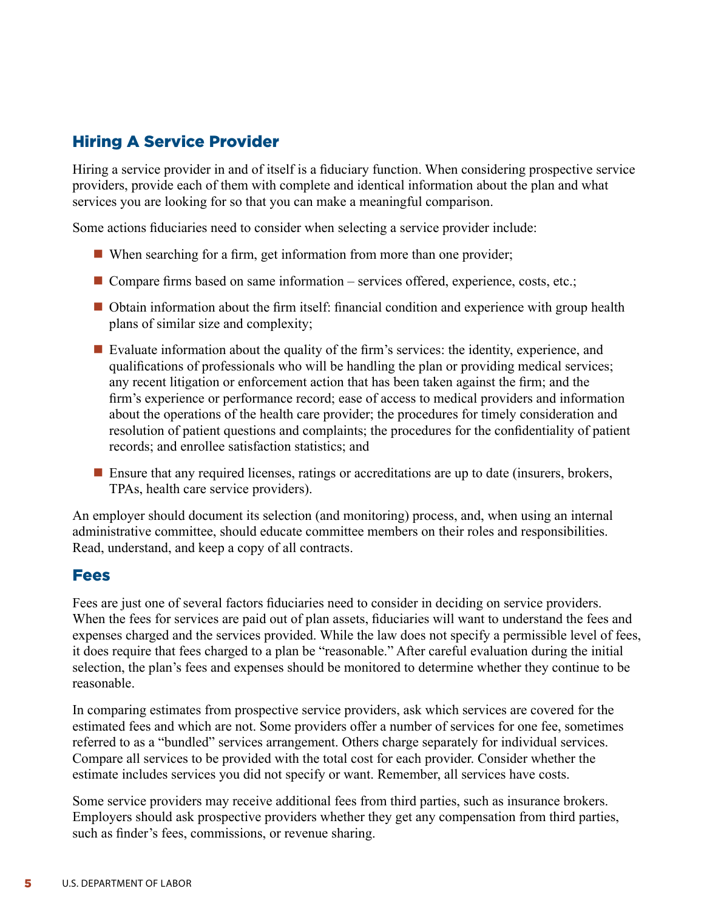## Hiring A Service Provider

Hiring a service provider in and of itself is a fiduciary function. When considering prospective service providers, provide each of them with complete and identical information about the plan and what services you are looking for so that you can make a meaningful comparison.

Some actions fiduciaries need to consider when selecting a service provider include:

- When searching for a firm, get information from more than one provider;
- Compare firms based on same information – services offered, experience, costs, etc.;
- Obtain information about the firm itself: financial condition and experience with group health plans of similar size and complexity;
- Evaluate information about the quality of the firm's services: the identity, experience, and qualifications of professionals who will be handling the plan or providing medical services; any recent litigation or enforcement action that has been taken against the firm; and the firm's experience or performance record; ease of access to medical providers and information about the operations of the health care provider; the procedures for timely consideration and resolution of patient questions and complaints; the procedures for the confidentiality of patient records; and enrollee satisfaction statistics; and
- Ensure that any required licenses, ratings or accreditations are up to date (insurers, brokers, TPAs, health care service providers).

An employer should document its selection (and monitoring) process, and, when using an internal administrative committee, should educate committee members on their roles and responsibilities. Read, understand, and keep a copy of all contracts.

## Fees

Fees are just one of several factors fiduciaries need to consider in deciding on service providers. When the fees for services are paid out of plan assets, fiduciaries will want to understand the fees and expenses charged and the services provided. While the law does not specify a permissible level of fees, it does require that fees charged to a plan be "reasonable." After careful evaluation during the initial selection, the plan's fees and expenses should be monitored to determine whether they continue to be reasonable.

In comparing estimates from prospective service providers, ask which services are covered for the estimated fees and which are not. Some providers offer a number of services for one fee, sometimes referred to as a "bundled" services arrangement. Others charge separately for individual services. Compare all services to be provided with the total cost for each provider. Consider whether the estimate includes services you did not specify or want. Remember, all services have costs.

Some service providers may receive additional fees from third parties, such as insurance brokers. Employers should ask prospective providers whether they get any compensation from third parties, such as finder's fees, commissions, or revenue sharing.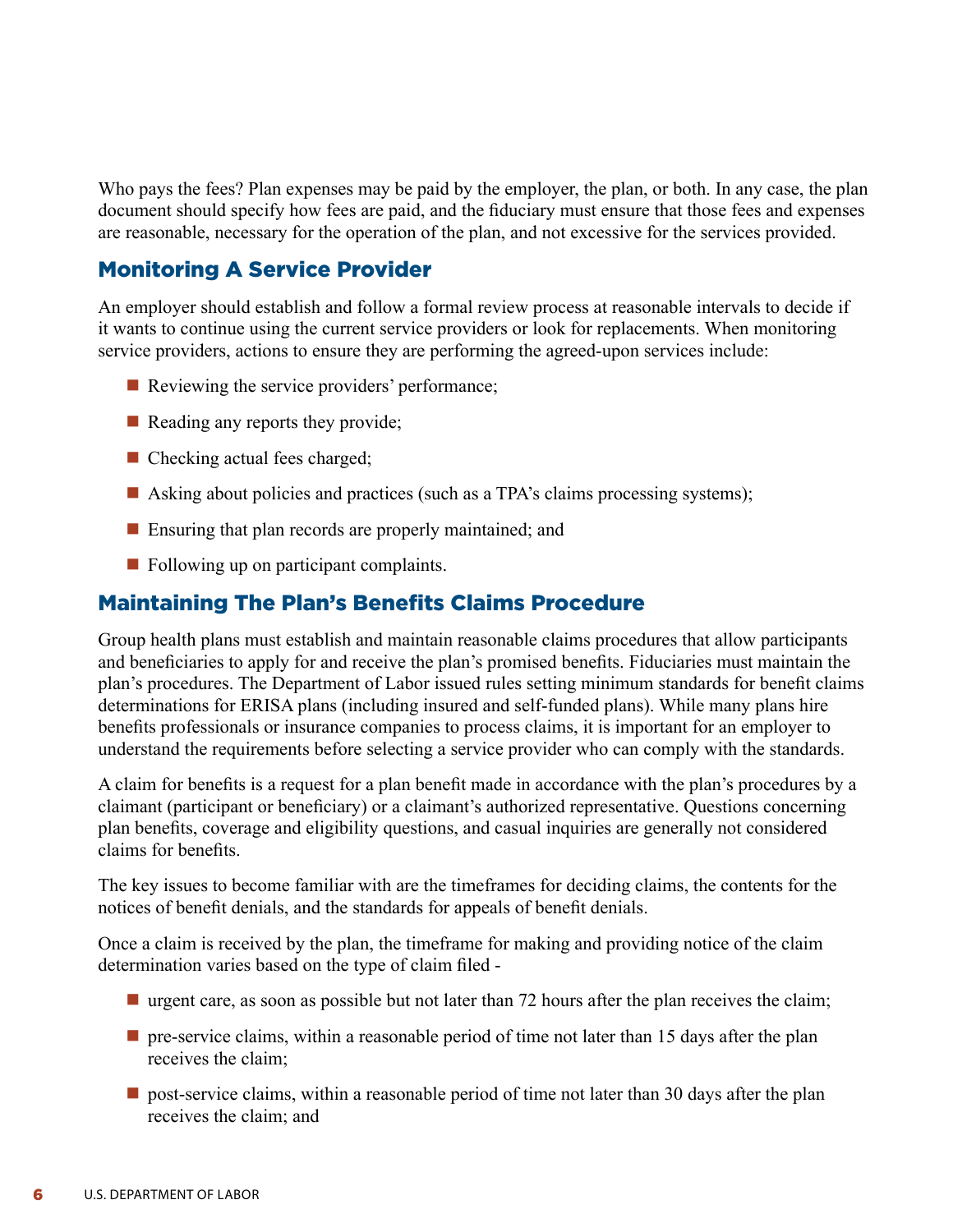Who pays the fees? Plan expenses may be paid by the employer, the plan, or both. In any case, the plan document should specify how fees are paid, and the fiduciary must ensure that those fees and expenses are reasonable, necessary for the operation of the plan, and not excessive for the services provided.

## Monitoring A Service Provider

An employer should establish and follow a formal review process at reasonable intervals to decide if it wants to continue using the current service providers or look for replacements. When monitoring service providers, actions to ensure they are performing the agreed-upon services include:

- Reviewing the service providers' performance;
- Reading any reports they provide;
- Checking actual fees charged;
- Asking about policies and practices (such as a TPA's claims processing systems);
- Ensuring that plan records are properly maintained; and
- Following up on participant complaints.

## Maintaining The Plan's Benefits Claims Procedure

Group health plans must establish and maintain reasonable claims procedures that allow participants and beneficiaries to apply for and receive the plan's promised benefits. Fiduciaries must maintain the plan's procedures. The Department of Labor issued rules setting minimum standards for benefit claims determinations for ERISA plans (including insured and self-funded plans). While many plans hire benefits professionals or insurance companies to process claims, it is important for an employer to understand the requirements before selecting a service provider who can comply with the standards.

A claim for benefits is a request for a plan benefit made in accordance with the plan's procedures by a claimant (participant or beneficiary) or a claimant's authorized representative. Questions concerning plan benefits, coverage and eligibility questions, and casual inquiries are generally not considered claims for benefits.

The key issues to become familiar with are the timeframes for deciding claims, the contents for the notices of benefit denials, and the standards for appeals of benefit denials.

Once a claim is received by the plan, the timeframe for making and providing notice of the claim determination varies based on the type of claim filed -

- urgent care, as soon as possible but not later than 72 hours after the plan receives the claim;
- pre-service claims, within a reasonable period of time not later than 15 days after the plan receives the claim;
- post-service claims, within a reasonable period of time not later than 30 days after the plan receives the claim; and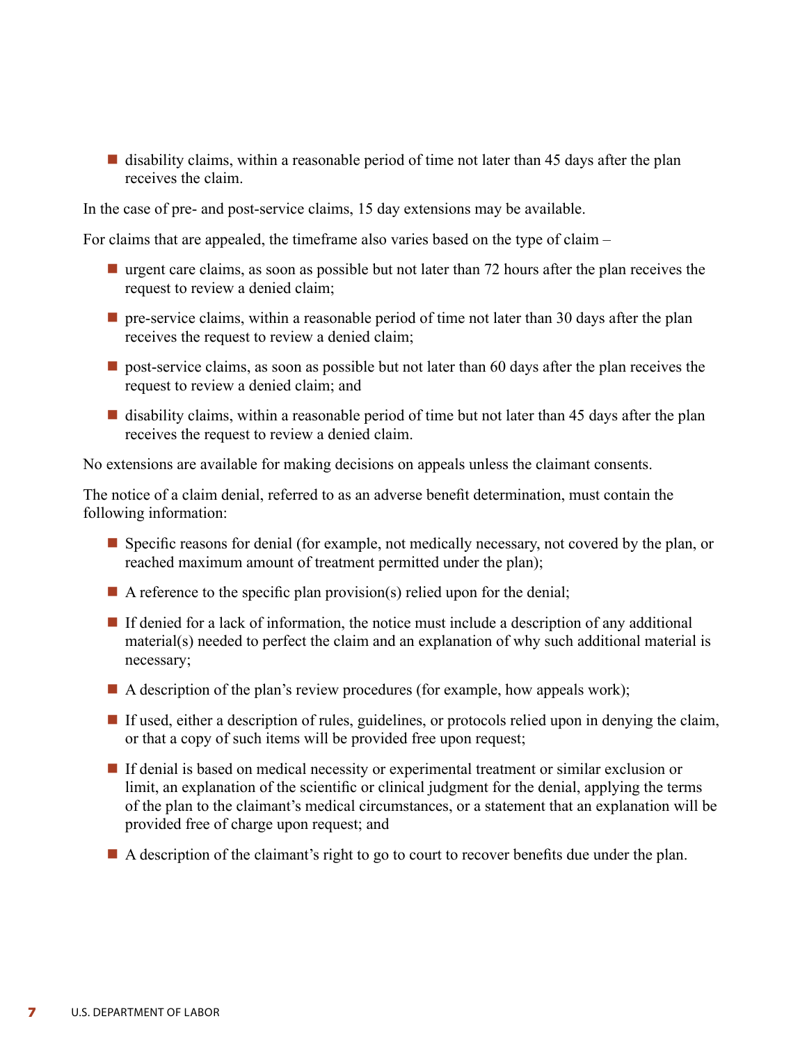- disability claims, within a reasonable period of time not later than 45 days after the plan receives the claim.

In the case of pre- and post-service claims, 15 day extensions may be available.

For claims that are appealed, the timeframe also varies based on the type of claim –

- urgent care claims, as soon as possible but not later than 72 hours after the plan receives the request to review a denied claim;
- pre-service claims, within a reasonable period of time not later than 30 days after the plan receives the request to review a denied claim;
- post-service claims, as soon as possible but not later than 60 days after the plan receives the request to review a denied claim; and
- disability claims, within a reasonable period of time but not later than 45 days after the plan receives the request to review a denied claim.

No extensions are available for making decisions on appeals unless the claimant consents.

The notice of a claim denial, referred to as an adverse benefit determination, must contain the following information:

- Specific reasons for denial (for example, not medically necessary, not covered by the plan, or reached maximum amount of treatment permitted under the plan);
- A reference to the specific plan provision(s) relied upon for the denial;
- If denied for a lack of information, the notice must include a description of any additional material(s) needed to perfect the claim and an explanation of why such additional material is necessary;
- A description of the plan's review procedures (for example, how appeals work);
- If used, either a description of rules, guidelines, or protocols relied upon in denying the claim, or that a copy of such items will be provided free upon request;
- If denial is based on medical necessity or experimental treatment or similar exclusion or limit, an explanation of the scientific or clinical judgment for the denial, applying the terms of the plan to the claimant's medical circumstances, or a statement that an explanation will be provided free of charge upon request; and
- A description of the claimant's right to go to court to recover benefits due under the plan.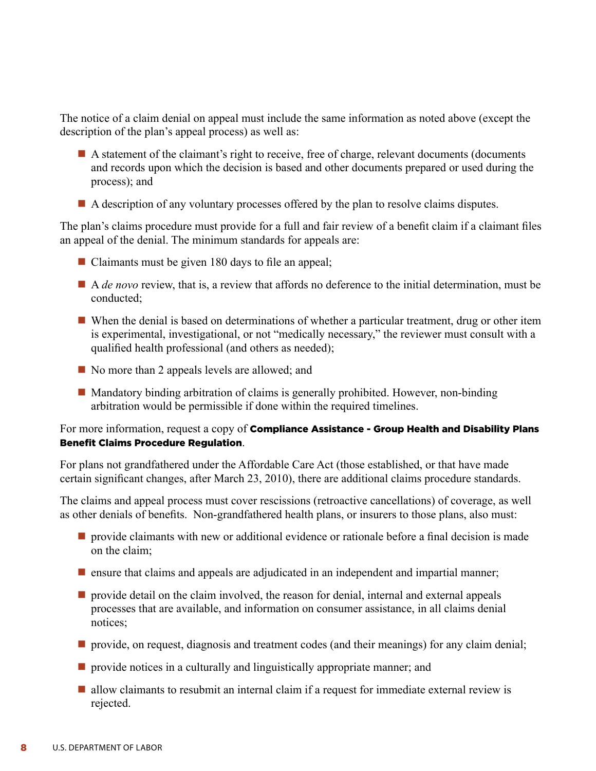The notice of a claim denial on appeal must include the same information as noted above (except the description of the plan's appeal process) as well as:

- A statement of the claimant's right to receive, free of charge, relevant documents (documents and records upon which the decision is based and other documents prepared or used during the process); and
- A description of any voluntary processes offered by the plan to resolve claims disputes.

The plan's claims procedure must provide for a full and fair review of a benefit claim if a claimant files an appeal of the denial. The minimum standards for appeals are:

- Claimants must be given 180 days to file an appeal;
- A *de novo* review, that is, a review that affords no deference to the initial determination, must be conducted;
- When the denial is based on determinations of whether a particular treatment, drug or other item is experimental, investigational, or not "medically necessary," the reviewer must consult with a qualified health professional (and others as needed);
- No more than 2 appeals levels are allowed; and
- Mandatory binding arbitration of claims is generally prohibited. However, non-binding arbitration would be permissible if done within the required timelines.

For more information, request a copy of **Compliance Assistance - Group Health and Disability Plans Benefit Claims Procedure Regulation**.

For plans not grandfathered under the Affordable Care Act (those established, or that have made certain significant changes, after March 23, 2010), there are additional claims procedure standards.

The claims and appeal process must cover rescissions (retroactive cancellations) of coverage, as well as other denials of benefits. Non-grandfathered health plans, or insurers to those plans, also must:

- provide claimants with new or additional evidence or rationale before a final decision is made on the claim;
- ensure that claims and appeals are adjudicated in an independent and impartial manner;
- provide detail on the claim involved, the reason for denial, internal and external appeals processes that are available, and information on consumer assistance, in all claims denial notices;
- provide, on request, diagnosis and treatment codes (and their meanings) for any claim denial;
- provide notices in a culturally and linguistically appropriate manner; and
- allow claimants to resubmit an internal claim if a request for immediate external review is rejected.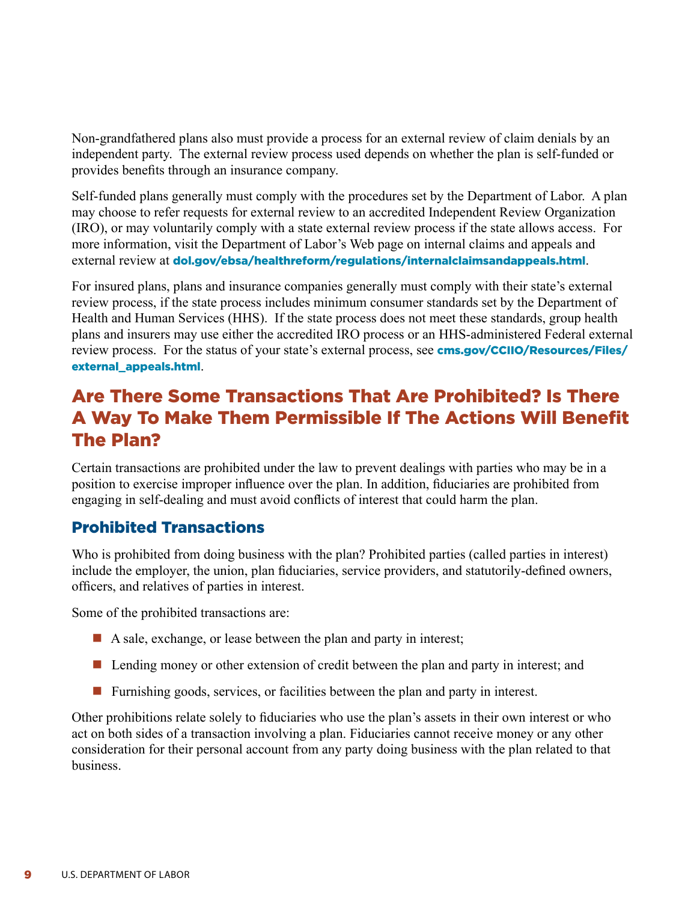Non-grandfathered plans also must provide a process for an external review of claim denials by an independent party. The external review process used depends on whether the plan is self-funded or provides benefits through an insurance company.

Self-funded plans generally must comply with the procedures set by the Department of Labor. A plan may choose to refer requests for external review to an accredited Independent Review Organization (IRO), or may voluntarily comply with a state external review process if the state allows access. For more information, visit the Department of Labor's Web page on internal claims and appeals and external review at **dol.gov/ebsa/healthreform/regulations/internalclaimsandappeals.html**.

For insured plans, plans and insurance companies generally must comply with their state's external review process, if the state process includes minimum consumer standards set by the Department of Health and Human Services (HHS). If the state process does not meet these standards, group health plans and insurers may use either the accredited IRO process or an HHS-administered Federal external review process. For the status of your state's external process, see **cms.gov/CCIIO/Resources/Files/external_appeals.html**.

## Are There Some Transactions That Are Prohibited? Is There A Way To Make Them Permissible If The Actions Will Benefit The Plan?

Certain transactions are prohibited under the law to prevent dealings with parties who may be in a position to exercise improper influence over the plan. In addition, fiduciaries are prohibited from engaging in self-dealing and must avoid conflicts of interest that could harm the plan.

### Prohibited Transactions

Who is prohibited from doing business with the plan? Prohibited parties (called parties in interest) include the employer, the union, plan fiduciaries, service providers, and statutorily-defined owners, officers, and relatives of parties in interest.

Some of the prohibited transactions are:

- A sale, exchange, or lease between the plan and party in interest;
- Lending money or other extension of credit between the plan and party in interest; and
- Furnishing goods, services, or facilities between the plan and party in interest.

Other prohibitions relate solely to fiduciaries who use the plan's assets in their own interest or who act on both sides of a transaction involving a plan. Fiduciaries cannot receive money or any other consideration for their personal account from any party doing business with the plan related to that business.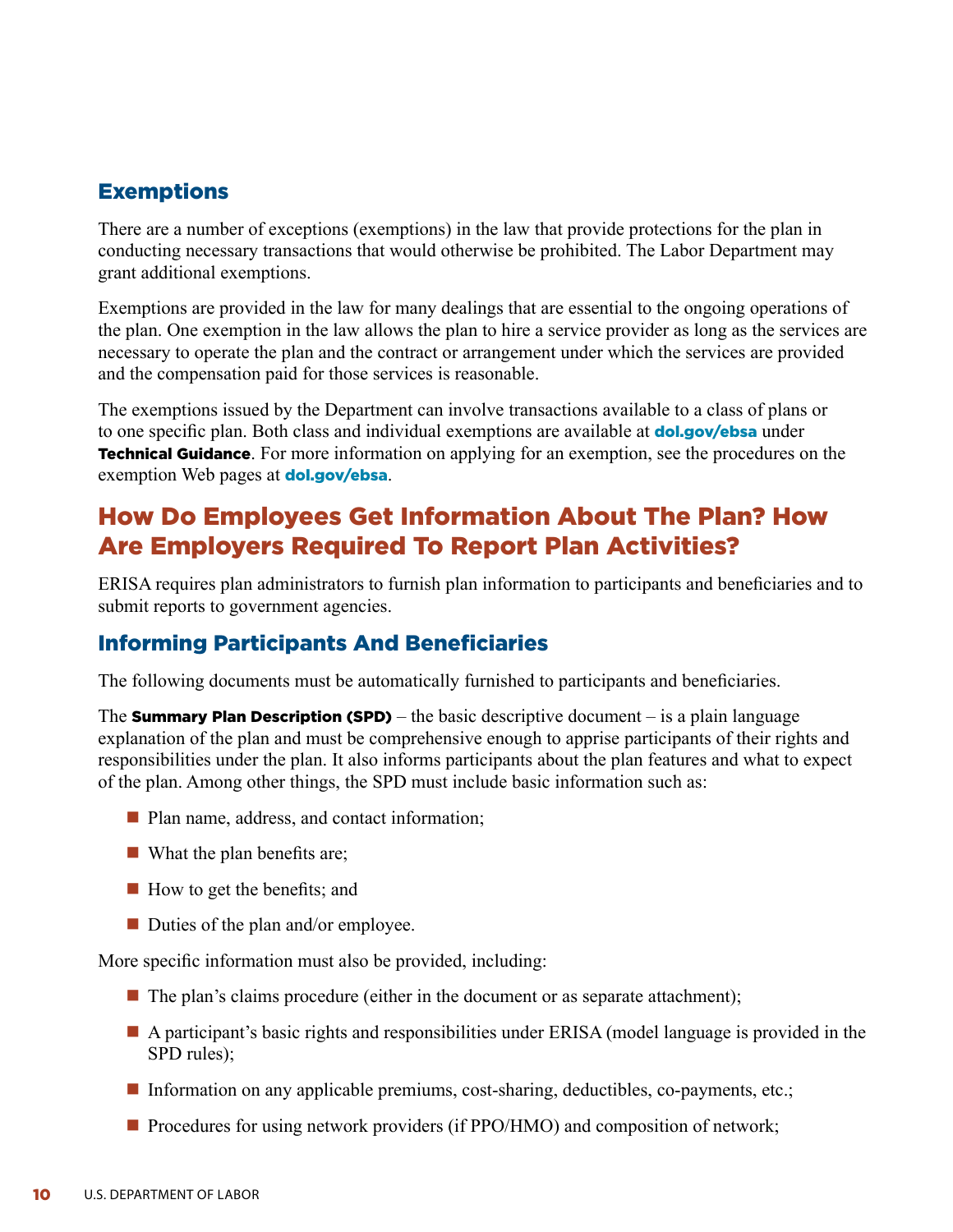### Exemptions

There are a number of exceptions (exemptions) in the law that provide protections for the plan in conducting necessary transactions that would otherwise be prohibited. The Labor Department may grant additional exemptions.

Exemptions are provided in the law for many dealings that are essential to the ongoing operations of the plan. One exemption in the law allows the plan to hire a service provider as long as the services are necessary to operate the plan and the contract or arrangement under which the services are provided and the compensation paid for those services is reasonable.

The exemptions issued by the Department can involve transactions available to a class of plans or to one specific plan. Both class and individual exemptions are available at **dol.gov/ebsa** under **Technical Guidance**. For more information on applying for an exemption, see the procedures on the exemption Web pages at **dol.gov/ebsa**.

## How Do Employees Get Information About The Plan? How Are Employers Required To Report Plan Activities?

ERISA requires plan administrators to furnish plan information to participants and beneficiaries and to submit reports to government agencies.

### Informing Participants And Beneficiaries

The following documents must be automatically furnished to participants and beneficiaries.

The **Summary Plan Description (SPD)** – the basic descriptive document – is a plain language explanation of the plan and must be comprehensive enough to apprise participants of their rights and responsibilities under the plan. It also informs participants about the plan features and what to expect of the plan. Among other things, the SPD must include basic information such as:

- Plan name, address, and contact information;
- What the plan benefits are;
- How to get the benefits; and
- Duties of the plan and/or employee.

More specific information must also be provided, including:

- The plan's claims procedure (either in the document or as separate attachment);
- A participant's basic rights and responsibilities under ERISA (model language is provided in the SPD rules);
- Information on any applicable premiums, cost-sharing, deductibles, co-payments, etc.;
- Procedures for using network providers (if PPO/HMO) and composition of network;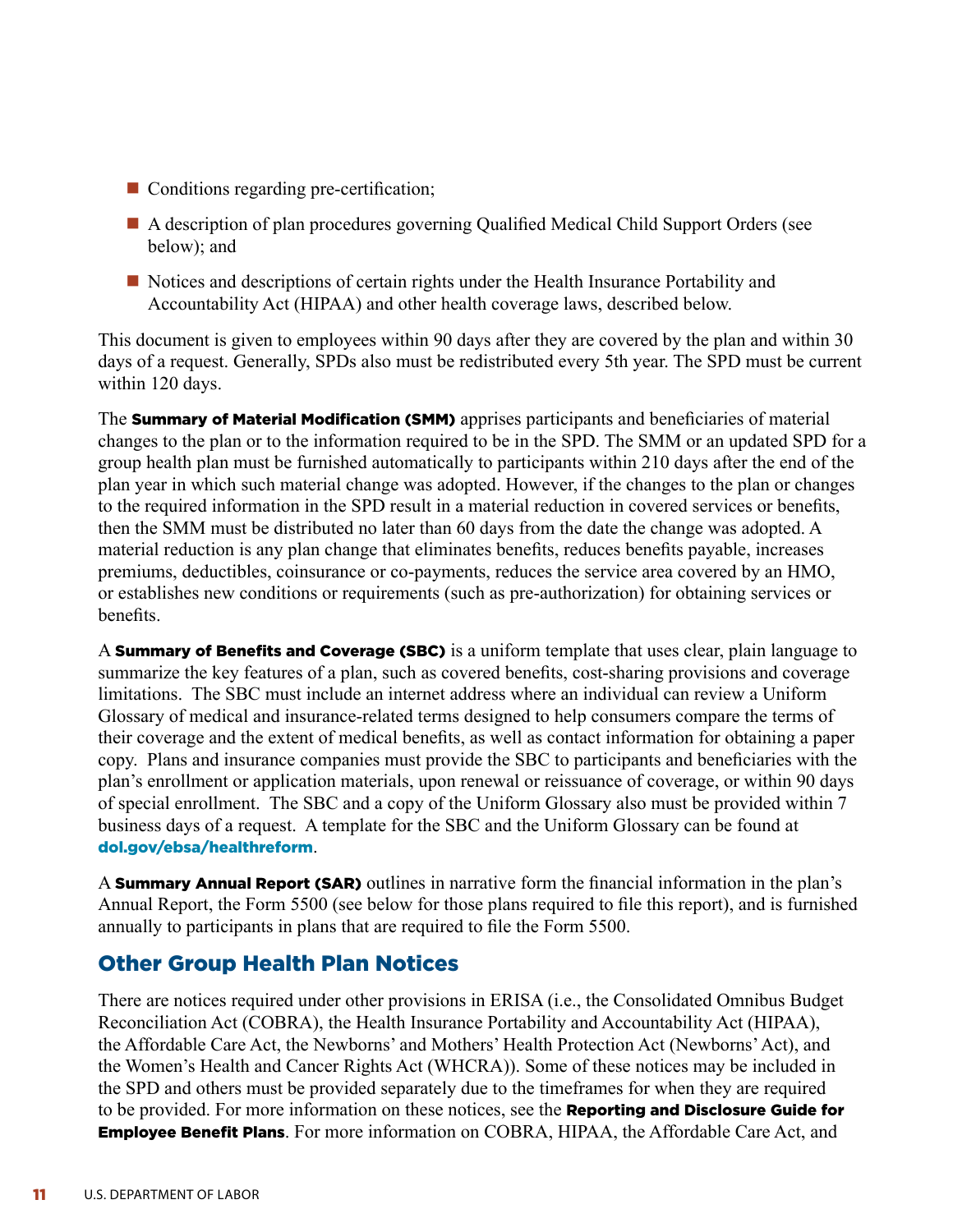- Conditions regarding pre-certification;
- A description of plan procedures governing Qualified Medical Child Support Orders (see below); and
- Notices and descriptions of certain rights under the Health Insurance Portability and Accountability Act (HIPAA) and other health coverage laws, described below.

This document is given to employees within 90 days after they are covered by the plan and within 30 days of a request. Generally, SPDs also must be redistributed every 5th year. The SPD must be current within 120 days.

The **Summary of Material Modification (SMM)** apprises participants and beneficiaries of material changes to the plan or to the information required to be in the SPD. The SMM or an updated SPD for a group health plan must be furnished automatically to participants within 210 days after the end of the plan year in which such material change was adopted. However, if the changes to the plan or changes to the required information in the SPD result in a material reduction in covered services or benefits, then the SMM must be distributed no later than 60 days from the date the change was adopted. A material reduction is any plan change that eliminates benefits, reduces benefits payable, increases premiums, deductibles, coinsurance or co-payments, reduces the service area covered by an HMO, or establishes new conditions or requirements (such as pre-authorization) for obtaining services or benefits.

A **Summary of Benefits and Coverage (SBC)** is a uniform template that uses clear, plain language to summarize the key features of a plan, such as covered benefits, cost-sharing provisions and coverage limitations. The SBC must include an internet address where an individual can review a Uniform Glossary of medical and insurance-related terms designed to help consumers compare the terms of their coverage and the extent of medical benefits, as well as contact information for obtaining a paper copy. Plans and insurance companies must provide the SBC to participants and beneficiaries with the plan's enrollment or application materials, upon renewal or reissuance of coverage, or within 90 days of special enrollment. The SBC and a copy of the Uniform Glossary also must be provided within 7 business days of a request. A template for the SBC and the Uniform Glossary can be found at **dol.gov/ebsa/healthreform**.

A **Summary Annual Report (SAR)** outlines in narrative form the financial information in the plan's Annual Report, the Form 5500 (see below for those plans required to file this report), and is furnished annually to participants in plans that are required to file the Form 5500.

## Other Group Health Plan Notices

There are notices required under other provisions in ERISA (i.e., the Consolidated Omnibus Budget Reconciliation Act (COBRA), the Health Insurance Portability and Accountability Act (HIPAA), the Affordable Care Act, the Newborns' and Mothers' Health Protection Act (Newborns' Act), and the Women's Health and Cancer Rights Act (WHCRA)). Some of these notices may be included in the SPD and others must be provided separately due to the timeframes for when they are required to be provided. For more information on these notices, see the **Reporting and Disclosure Guide for Employee Benefit Plans**. For more information on COBRA, HIPAA, the Affordable Care Act, and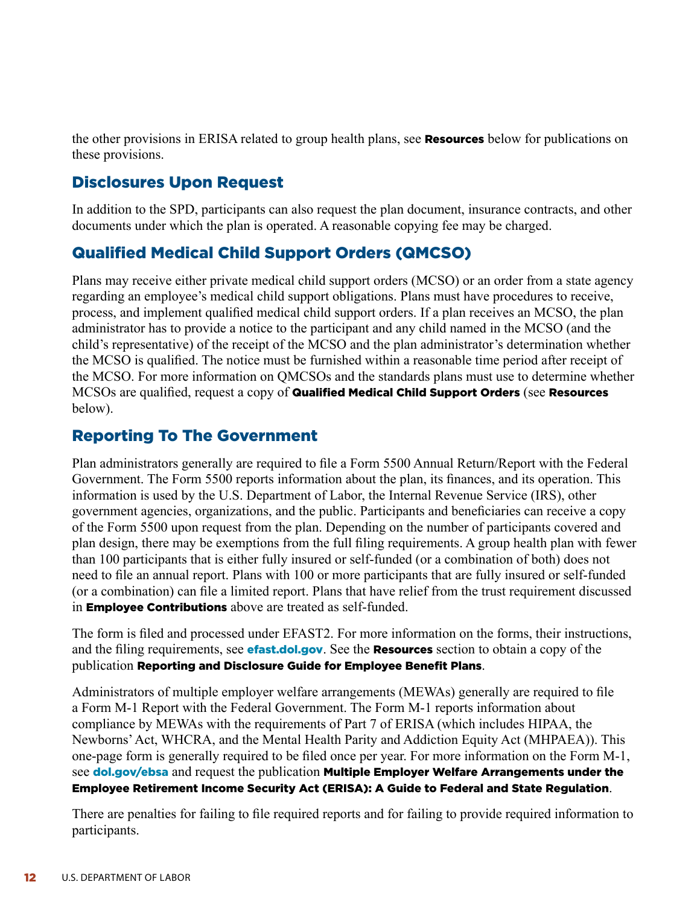the other provisions in ERISA related to group health plans, see **Resources** below for publications on these provisions.

## Disclosures Upon Request

In addition to the SPD, participants can also request the plan document, insurance contracts, and other documents under which the plan is operated. A reasonable copying fee may be charged.

## Qualified Medical Child Support Orders (QMCSO)

Plans may receive either private medical child support orders (MCSO) or an order from a state agency regarding an employee's medical child support obligations. Plans must have procedures to receive, process, and implement qualified medical child support orders. If a plan receives an MCSO, the plan administrator has to provide a notice to the participant and any child named in the MCSO (and the child's representative) of the receipt of the MCSO and the plan administrator's determination whether the MCSO is qualified. The notice must be furnished within a reasonable time period after receipt of the MCSO. For more information on QMCSOs and the standards plans must use to determine whether MCSOs are qualified, request a copy of **Qualified Medical Child Support Orders** (see **Resources** below).

## Reporting To The Government

Plan administrators generally are required to file a Form 5500 Annual Return/Report with the Federal Government. The Form 5500 reports information about the plan, its finances, and its operation. This information is used by the U.S. Department of Labor, the Internal Revenue Service (IRS), other government agencies, organizations, and the public. Participants and beneficiaries can receive a copy of the Form 5500 upon request from the plan. Depending on the number of participants covered and plan design, there may be exemptions from the full filing requirements. A group health plan with fewer than 100 participants that is either fully insured or self-funded (or a combination of both) does not need to file an annual report. Plans with 100 or more participants that are fully insured or self-funded (or a combination) can file a limited report. Plans that have relief from the trust requirement discussed in **Employee Contributions** above are treated as self-funded.

The form is filed and processed under EFAST2. For more information on the forms, their instructions, and the filing requirements, see **efast.dol.gov**. See the **Resources** section to obtain a copy of the publication **Reporting and Disclosure Guide for Employee Benefit Plans**.

Administrators of multiple employer welfare arrangements (MEWAs) generally are required to file a Form M-1 Report with the Federal Government. The Form M-1 reports information about compliance by MEWAs with the requirements of Part 7 of ERISA (which includes HIPAA, the Newborns' Act, WHCRA, and the Mental Health Parity and Addiction Equity Act (MHPAEA)). This one-page form is generally required to be filed once per year. For more information on the Form M-1, see **dol.gov/ebsa** and request the publication **Multiple Employer Welfare Arrangements under the Employee Retirement Income Security Act (ERISA): A Guide to Federal and State Regulation**.

There are penalties for failing to file required reports and for failing to provide required information to participants.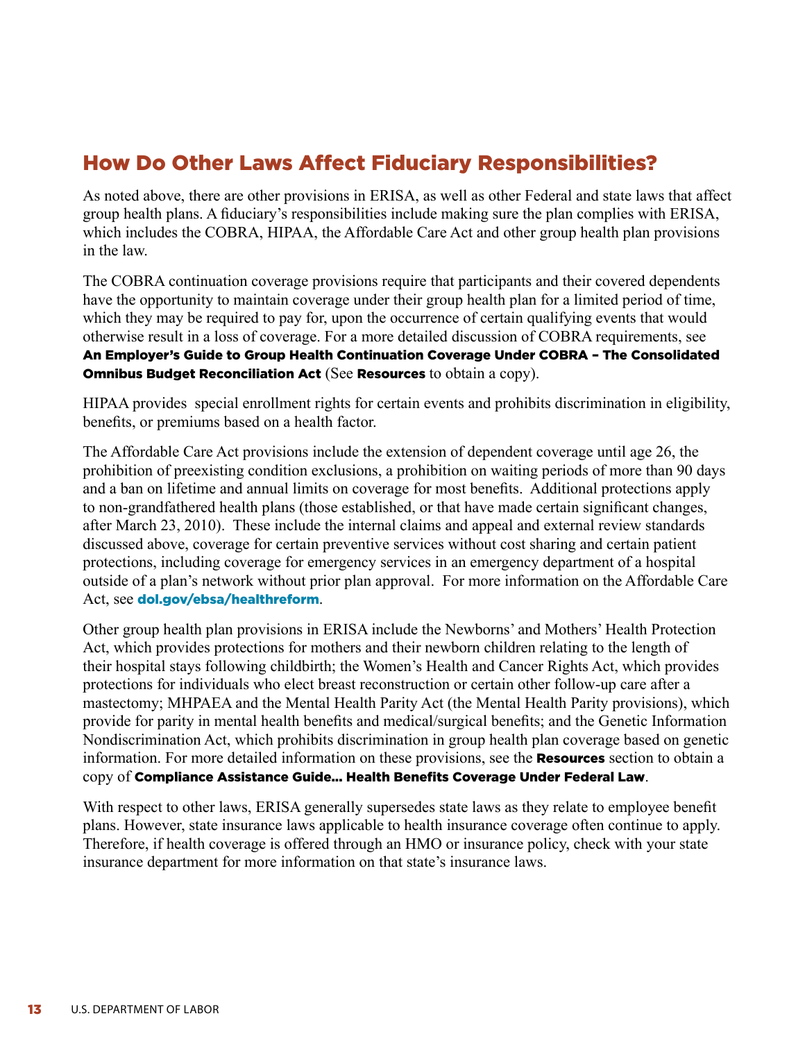## How Do Other Laws Affect Fiduciary Responsibilities?

As noted above, there are other provisions in ERISA, as well as other Federal and state laws that affect group health plans. A fiduciary's responsibilities include making sure the plan complies with ERISA, which includes the COBRA, HIPAA, the Affordable Care Act and other group health plan provisions in the law.

The COBRA continuation coverage provisions require that participants and their covered dependents have the opportunity to maintain coverage under their group health plan for a limited period of time, which they may be required to pay for, upon the occurrence of certain qualifying events that would otherwise result in a loss of coverage. For a more detailed discussion of COBRA requirements, see **An Employer's Guide to Group Health Continuation Coverage Under COBRA – The Consolidated Omnibus Budget Reconciliation Act** (See **Resources** to obtain a copy).

HIPAA provides special enrollment rights for certain events and prohibits discrimination in eligibility, benefits, or premiums based on a health factor.

The Affordable Care Act provisions include the extension of dependent coverage until age 26, the prohibition of preexisting condition exclusions, a prohibition on waiting periods of more than 90 days and a ban on lifetime and annual limits on coverage for most benefits. Additional protections apply to non-grandfathered health plans (those established, or that have made certain significant changes, after March 23, 2010). These include the internal claims and appeal and external review standards discussed above, coverage for certain preventive services without cost sharing and certain patient protections, including coverage for emergency services in an emergency department of a hospital outside of a plan's network without prior plan approval. For more information on the Affordable Care Act, see **dol.gov/ebsa/healthreform**.

Other group health plan provisions in ERISA include the Newborns' and Mothers' Health Protection Act, which provides protections for mothers and their newborn children relating to the length of their hospital stays following childbirth; the Women's Health and Cancer Rights Act, which provides protections for individuals who elect breast reconstruction or certain other follow-up care after a mastectomy; MHPAEA and the Mental Health Parity Act (the Mental Health Parity provisions), which provide for parity in mental health benefits and medical/surgical benefits; and the Genetic Information Nondiscrimination Act, which prohibits discrimination in group health plan coverage based on genetic information. For more detailed information on these provisions, see the **Resources** section to obtain a copy of **Compliance Assistance Guide... Health Benefits Coverage Under Federal Law**.

With respect to other laws, ERISA generally supersedes state laws as they relate to employee benefit plans. However, state insurance laws applicable to health insurance coverage often continue to apply. Therefore, if health coverage is offered through an HMO or insurance policy, check with your state insurance department for more information on that state's insurance laws.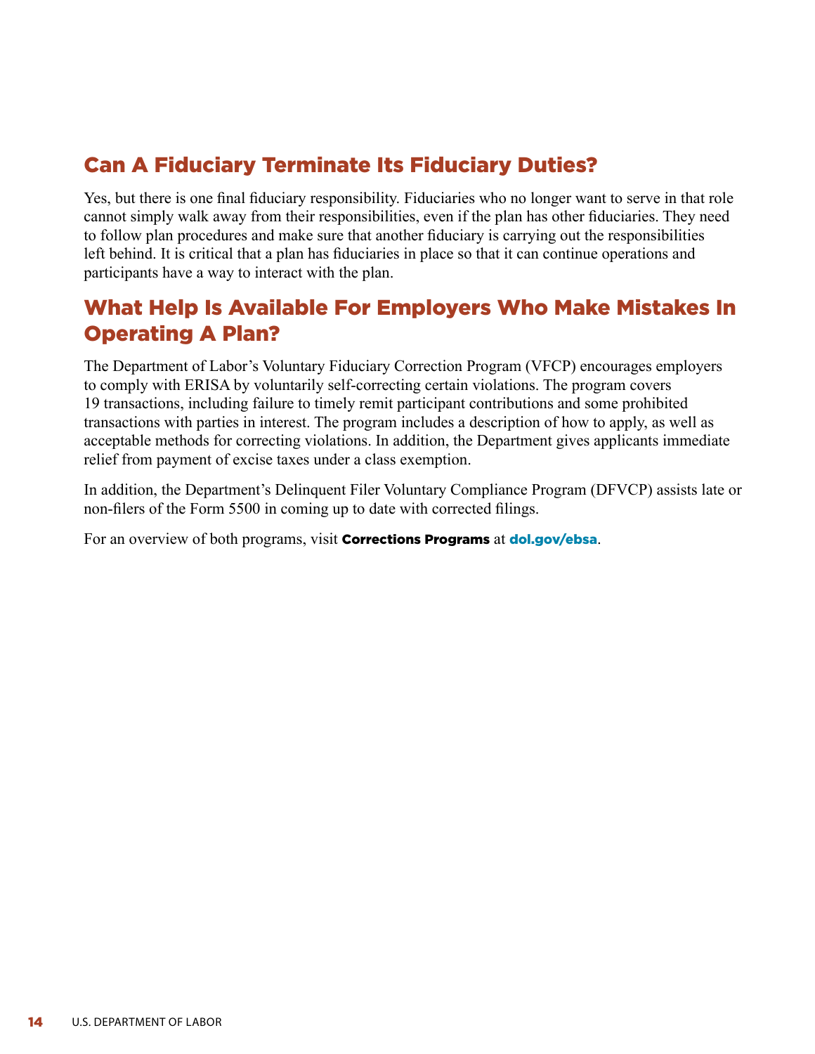## Can A Fiduciary Terminate Its Fiduciary Duties?

Yes, but there is one final fiduciary responsibility. Fiduciaries who no longer want to serve in that role cannot simply walk away from their responsibilities, even if the plan has other fiduciaries. They need to follow plan procedures and make sure that another fiduciary is carrying out the responsibilities left behind. It is critical that a plan has fiduciaries in place so that it can continue operations and participants have a way to interact with the plan.

## What Help Is Available For Employers Who Make Mistakes In Operating A Plan?

The Department of Labor's Voluntary Fiduciary Correction Program (VFCP) encourages employers to comply with ERISA by voluntarily self-correcting certain violations. The program covers 19 transactions, including failure to timely remit participant contributions and some prohibited transactions with parties in interest. The program includes a description of how to apply, as well as acceptable methods for correcting violations. In addition, the Department gives applicants immediate relief from payment of excise taxes under a class exemption.

In addition, the Department's Delinquent Filer Voluntary Compliance Program (DFVCP) assists late or non-filers of the Form 5500 in coming up to date with corrected filings.

For an overview of both programs, visit **Corrections Programs** at **dol.gov/ebsa**.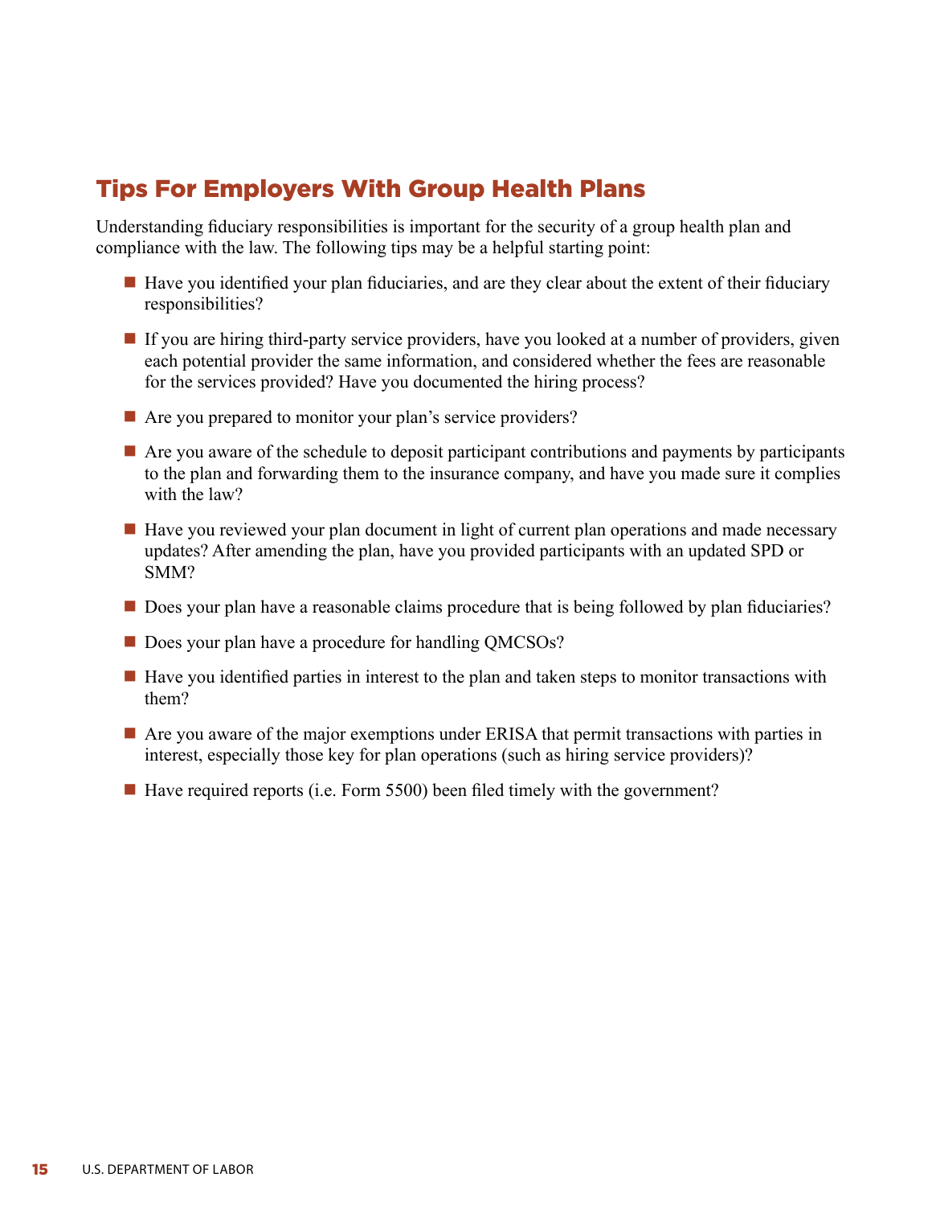## Tips For Employers With Group Health Plans

Understanding fiduciary responsibilities is important for the security of a group health plan and compliance with the law. The following tips may be a helpful starting point:

- Have you identified your plan fiduciaries, and are they clear about the extent of their fiduciary responsibilities?
- If you are hiring third-party service providers, have you looked at a number of providers, given each potential provider the same information, and considered whether the fees are reasonable for the services provided? Have you documented the hiring process?
- Are you prepared to monitor your plan's service providers?
- Are you aware of the schedule to deposit participant contributions and payments by participants to the plan and forwarding them to the insurance company, and have you made sure it complies with the law?
- Have you reviewed your plan document in light of current plan operations and made necessary updates? After amending the plan, have you provided participants with an updated SPD or SMM?
- Does your plan have a reasonable claims procedure that is being followed by plan fiduciaries?
- Does your plan have a procedure for handling QMCSOs?
- Have you identified parties in interest to the plan and taken steps to monitor transactions with them?
- Are you aware of the major exemptions under ERISA that permit transactions with parties in interest, especially those key for plan operations (such as hiring service providers)?
- Have required reports (i.e. Form 5500) been filed timely with the government?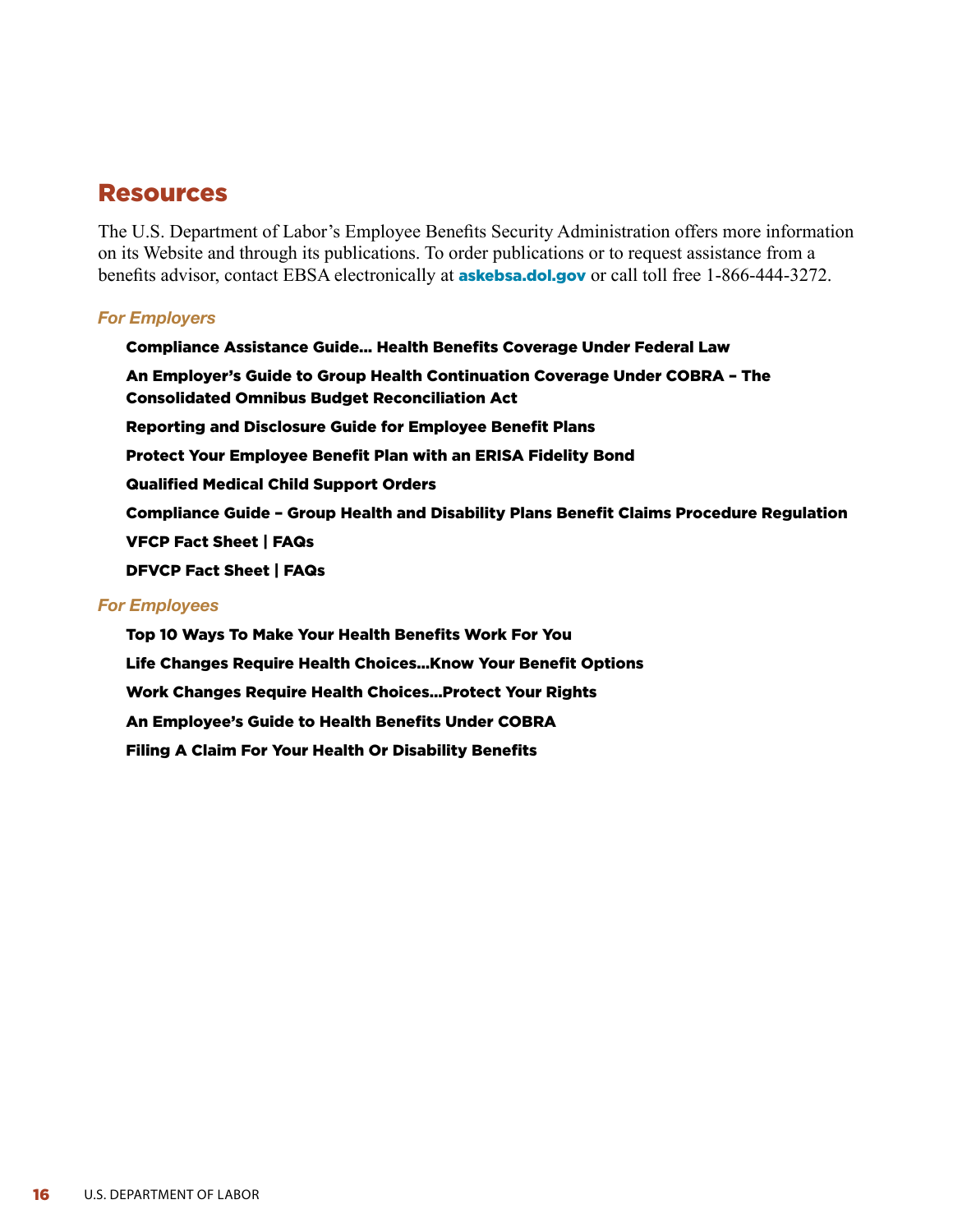## Resources

The U.S. Department of Labor's Employee Benefits Security Administration offers more information on its Website and through its publications. To order publications or to request assistance from a benefits advisor, contact EBSA electronically at **askebsa.dol.gov** or call toll free 1-866-444-3272.

### *For Employers*

- **Compliance Assistance Guide... Health Benefits Coverage Under Federal Law**
- **An Employer's Guide to Group Health Continuation Coverage Under COBRA – The Consolidated Omnibus Budget Reconciliation Act**
- **Reporting and Disclosure Guide for Employee Benefit Plans**
- **Protect Your Employee Benefit Plan with an ERISA Fidelity Bond**
- **Qualified Medical Child Support Orders**
- **Compliance Guide – Group Health and Disability Plans Benefit Claims Procedure Regulation**
- **VFCP Fact Sheet | FAQs**
- **DFVCP Fact Sheet | FAQs**

### *For Employees*

- **Top 10 Ways To Make Your Health Benefits Work For You**
- **Life Changes Require Health Choices...Know Your Benefit Options**
- **Work Changes Require Health Choices...Protect Your Rights**
- **An Employee's Guide to Health Benefits Under COBRA**
- **Filing A Claim For Your Health Or Disability Benefits**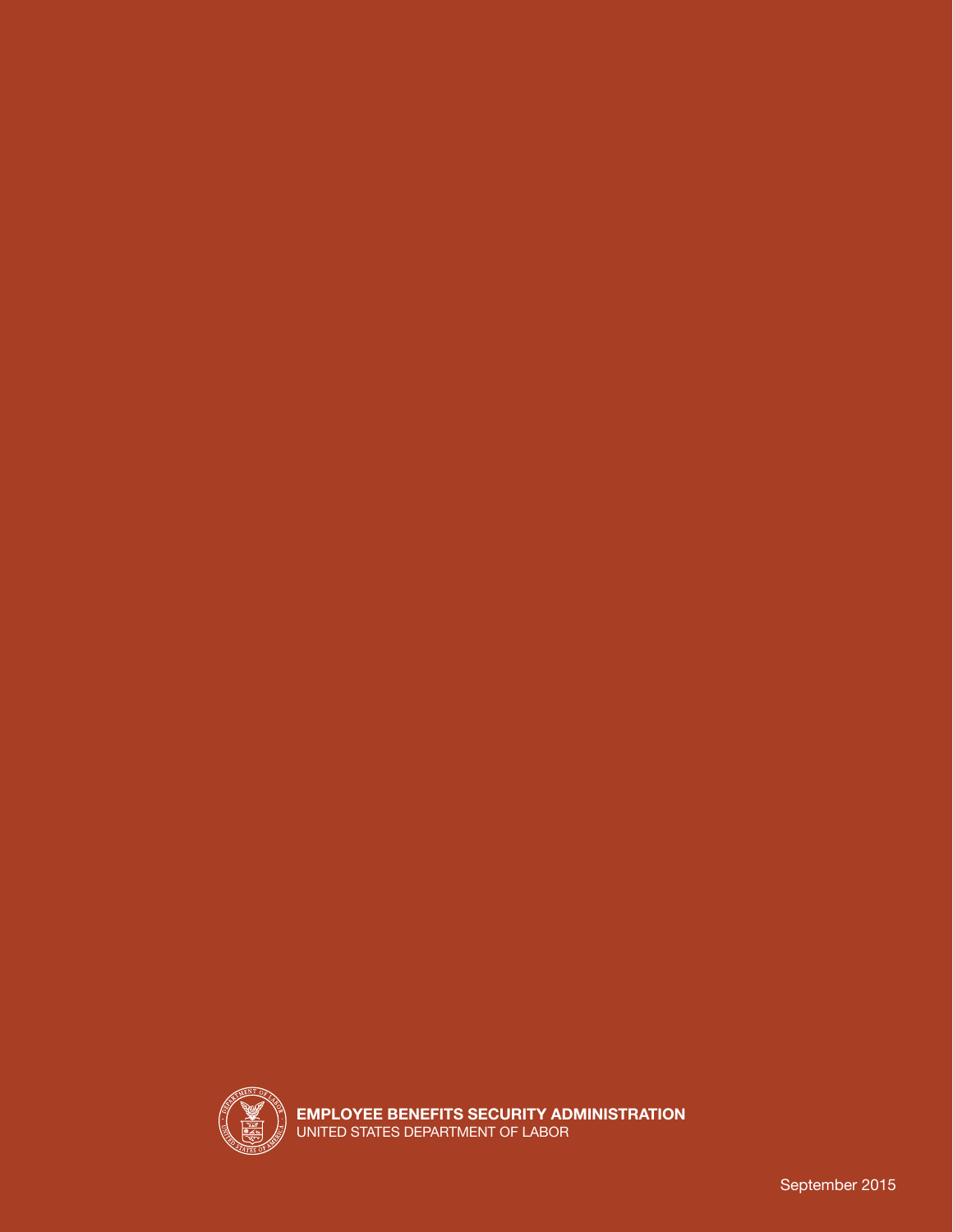**EMPLOYEE BENEFITS SECURITY ADMINISTRATION**
UNITED STATES DEPARTMENT OF LABOR

September 2015